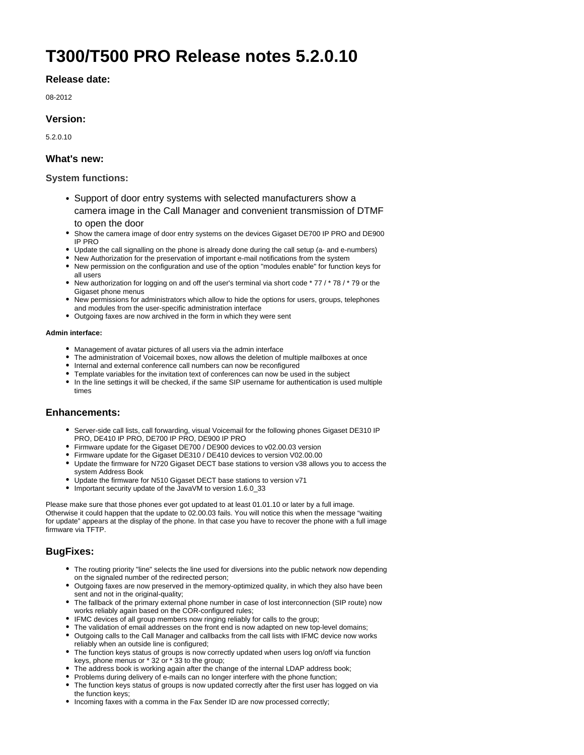# T300/T500 PRO Release notes 5.2.0.10

## Release date:

08-2012

## Version:

5.2.0.10

## What's new:

### System functions:

- Support of door entry systems with selected manufacturers show a camera image in the Call Manager and convenient transmission of DTMF to open the door
- Show the camera image of door entry systems on the devices Gigaset DE700 IP PRO and DE900 IP PRO
- Update the call signalling on the phone is already done during the call setup (a- and e-numbers)
- New Authorization for the preservation of important e-mail notifications from the system
- New permission on the configuration and use of the option "modules enable" for function keys for all users
- New authorization for logging on and off the user's terminal via short code * 77 / * 78 / * 79 or the Gigaset phone menus
- New permissions for administrators which allow to hide the options for users, groups, telephones and modules from the user-specific administration interface
- Outgoing faxes are now archived in the form in which they were sent

#### Admin interface:

- Management of avatar pictures of all users via the admin interface
- The administration of Voicemail boxes, now allows the deletion of multiple mailboxes at once
- Internal and external conference call numbers can now be reconfigured
- Template variables for the invitation text of conferences can now be used in the subject
- In the line settings it will be checked, if the same SIP username for authentication is used multiple times

## Enhancements:

- Server-side call lists, call forwarding, visual Voicemail for the following phones Gigaset DE310 IP PRO, DE410 IP PRO, DE700 IP PRO, DE900 IP PRO
- Firmware update for the Gigaset DE700 / DE900 devices to v02.00.03 version
- Firmware update for the Gigaset DE310 / DE410 devices to version V02.00.00
- Update the firmware for N720 Gigaset DECT base stations to version v38 allows you to access the system Address Book
- Update the firmware for N510 Gigaset DECT base stations to version v71
- Important security update of the JavaVM to version 1.6.0_33

Please make sure that those phones ever got updated to at least 01.01.10 or later by a full image. Otherwise it could happen that the update to 02.00.03 fails. You will notice this when the message “waiting for update” appears at the display of the phone. In that case you have to recover the phone with a full image firmware via TFTP.

## BugFixes:

- The routing priority "line" selects the line used for diversions into the public network now depending on the signaled number of the redirected person;
- Outgoing faxes are now preserved in the memory-optimized quality, in which they also have been sent and not in the original-quality;
- The fallback of the primary external phone number in case of lost interconnection (SIP route) now works reliably again based on the COR-configured rules;
- IFMC devices of all group members now ringing reliably for calls to the group;
- The validation of email addresses on the front end is now adapted on new top-level domains;
- Outgoing calls to the Call Manager and callbacks from the call lists with IFMC device now works reliably when an outside line is configured;
- The function keys status of groups is now correctly updated when users log on/off via function keys, phone menus or * 32 or * 33 to the group;
- The address book is working again after the change of the internal LDAP address book;
- Problems during delivery of e-mails can no longer interfere with the phone function;
- The function keys status of groups is now updated correctly after the first user has logged on via the function keys;
- Incoming faxes with a comma in the Fax Sender ID are now processed correctly;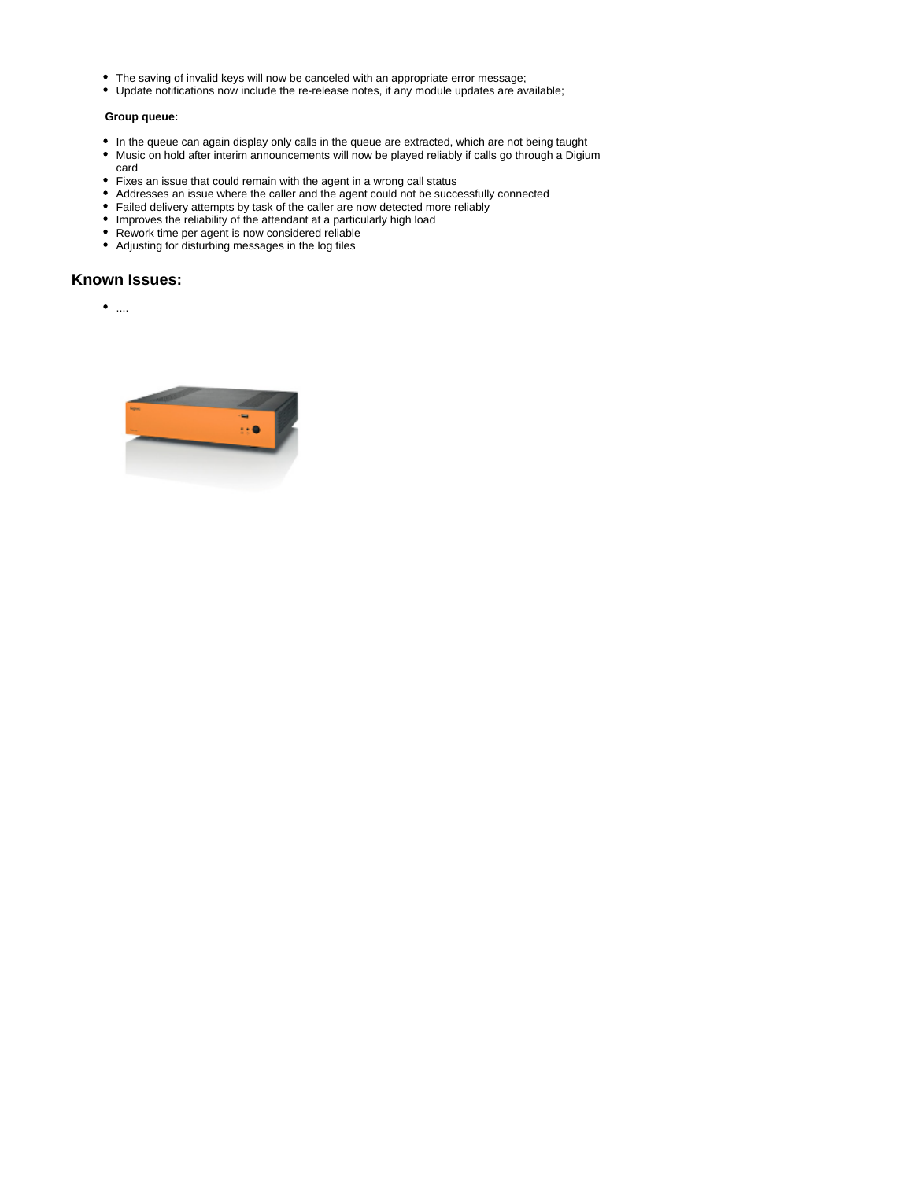- The saving of invalid keys will now be canceled with an appropriate error message;
- Update notifications now include the re-release notes, if any module updates are available;

**Group queue:**

- In the queue can again display only calls in the queue are extracted, which are not being taught
- Music on hold after interim announcements will now be played reliably if calls go through a Digium card
- Fixes an issue that could remain with the agent in a wrong call status
- Addresses an issue where the caller and the agent could not be successfully connected
- Failed delivery attempts by task of the caller are now detected more reliably
- Improves the reliability of the attendant at a particularly high load
- Rework time per agent is now considered reliable
- Adjusting for disturbing messages in the log files

## Known Issues:

- ....